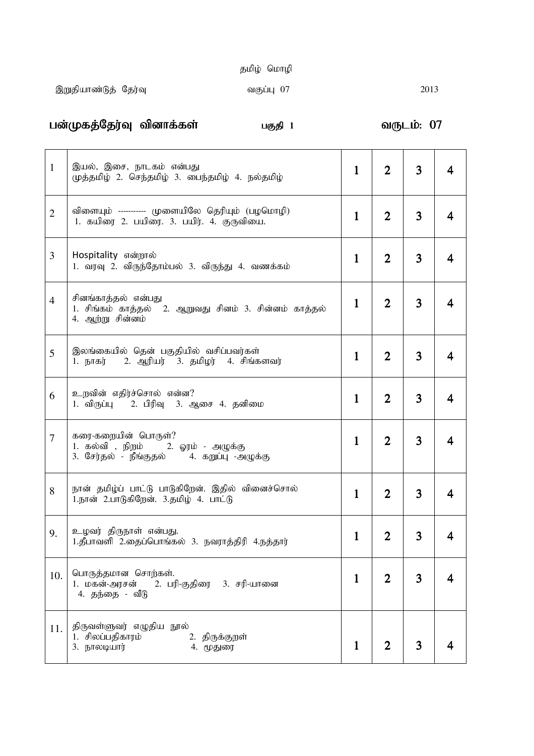தமிழ் மொழி

இறுதியாண்டுத் தேர்வு　　　　வகுப்பு 07　　　　2013

## பன்முகத்தேர்வு வினாக்கள்　　　　பகுதி 1　　　　வருடம்: 07

| | | | | | |
|---|---|---|---|---|---|
| 1 | இயல், இசை, நாடகம் என்பது<br>முத்தமிழ் 2. செந்தமிழ் 3. பைந்தமிழ் 4. நல்தமிழ் | 1 | 2 | 3 | 4 |
| 2 | விளையும் ----------- முளையிலே தெரியும் (பழமொழி)<br>1. கயிரை 2. பயிரை. 3. பயிர். 4. குருவியை. | 1 | 2 | 3 | 4 |
| 3 | Hospitality என்றால்<br>1. வரவு 2. விருந்தோம்பல் 3. விருந்து 4. வணக்கம் | 1 | 2 | 3 | 4 |
| 4 | சினங்காத்தல் என்பது<br>1. சிங்கம் காத்தல் 2. ஆறுவது சினம் 3. சின்னம் காத்தல்<br>4. ஆற்று சின்னம் | 1 | 2 | 3 | 4 |
| 5 | இலங்கையில் தென் பகுதியில் வசிப்பவர்கள்<br>1. நாகர் 2. ஆரியர் 3. தமிழர் 4. சிங்களவர் | 1 | 2 | 3 | 4 |
| 6 | உறவின் எதிர்ச்சொல் என்ன?<br>1. விருப்பு 2. பிரிவு 3. ஆசை 4. தனிமை | 1 | 2 | 3 | 4 |
| 7 | கரை-கறையின் பொருள்?<br>1. கல்வி , நிறம் 2. ஓரம் - அழுக்கு<br>3. சேர்தல் - நீங்குதல் 4. கறுப்பு -அழுக்கு | 1 | 2 | 3 | 4 |
| 8 | நான் தமிழ்ப் பாட்டு பாடுகிறேன். இதில் வினைச்சொல்<br>1.நான் 2.பாடுகிறேன். 3.தமிழ் 4. பாட்டு | 1 | 2 | 3 | 4 |
| 9. | உழவர் திருநாள் என்பது.<br>1.தீபாவளி 2.தைப்பொங்கல் 3. நவராத்திரி 4.நத்தார் | 1 | 2 | 3 | 4 |
| 10. | பொருத்தமான சொற்கள்.<br>1. மகன்-அரசன் 2. பரி-குதிரை 3. சரி-யானை<br>4. தந்தை - வீடு | 1 | 2 | 3 | 4 |
| 11. | திருவள்ளுவர் எழுதிய நூல்<br>1. சிலப்பதிகாரம் 2. திருக்குறள்<br>3. நாலடியார் 4. மூதுரை | 1 | 2 | 3 | 4 |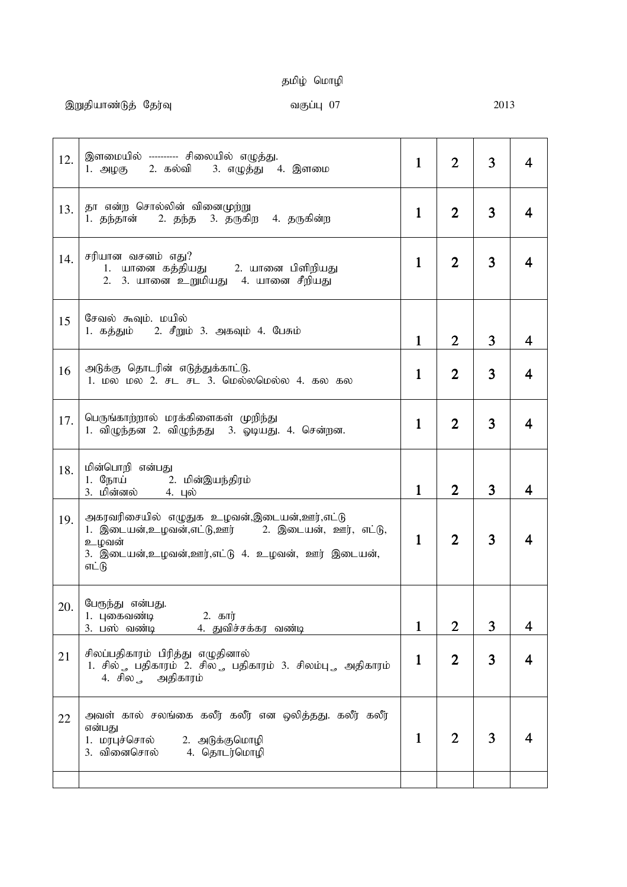தமிழ் மொழி

இறுதியாண்டுத் தேர்வு வகுப்பு 07 2013

| | | | | | |
|---|---|---|---|---|---|
| 12. | இளமையில் ---------- சிலையில் எழுத்து.<br>1. அழகு 2. கல்வி 3. எழுத்து 4. இளமை | 1 | 2 | 3 | 4 |
| 13. | தா என்ற சொல்லின் வினைமுற்று<br>1. தந்தான் 2. தந்த 3. தருகிற 4. தருகின்ற | 1 | 2 | 3 | 4 |
| 14. | சரியான வசனம் எது?<br>1. யானை கத்தியது 2. யானை பிளிறியது<br>2. 3. யானை உறுமியது 4. யானை சீறியது | 1 | 2 | 3 | 4 |
| 15 | சேவல் கூவும். மயில்<br>1. கத்தும் 2. சீறும் 3. அகவும் 4. பேசும் | 1 | 2 | 3 | 4 |
| 16 | அடுக்கு தொடரின் எடுத்துக்காட்டு.<br>1. மல மல 2. சட சட 3. மெல்லமெல்ல 4. கல கல | 1 | 2 | 3 | 4 |
| 17. | பெருங்காற்றால் மரக்கிளைகள் முறிந்து<br>1. விழுந்தன 2. விழுந்தது 3. ஓடியது. 4. சென்றன. | 1 | 2 | 3 | 4 |
| 18. | மின்பொறி என்பது<br>1. நோய் 2. மின்இயந்திரம்<br>3. மின்னல் 4. புல் | 1 | 2 | 3 | 4 |
| 19. | அகரவரிசையில் எழுதுக உழவன்,இடையன்,ஊர்,எட்டு<br>1. இடையன்,உழவன்,எட்டு,ஊர் 2. இடையன், ஊர், எட்டு, உழவன்<br>3. இடையன்,உழவன்,ஊர்,எட்டு 4. உழவன், ஊர் இடையன், எட்டு | 1 | 2 | 3 | 4 |
| 20. | பேருந்து என்பது.<br>1. புகைவண்டி 2. கார்<br>3. பஸ் வண்டி 4. துவிச்சக்கர வண்டி | 1 | 2 | 3 | 4 |
| 21 | சிலப்பதிகாரம் பிரித்து எழுதினால்<br>1. சில் + பதிகாரம் 2. சில + பதிகாரம் 3. சிலம்பு + அதிகாரம்<br>4. சில + அதிகாரம் | 1 | 2 | 3 | 4 |
| 22 | அவள் கால் சலங்கை கலீர் கலீர் என ஒலித்தது. கலீர் கலீர் என்பது<br>1. மரபுச்சொல் 2. அடுக்குமொழி<br>3. வினைசொல் 4. தொடர்மொழி | 1 | 2 | 3 | 4 |
| | | | | | |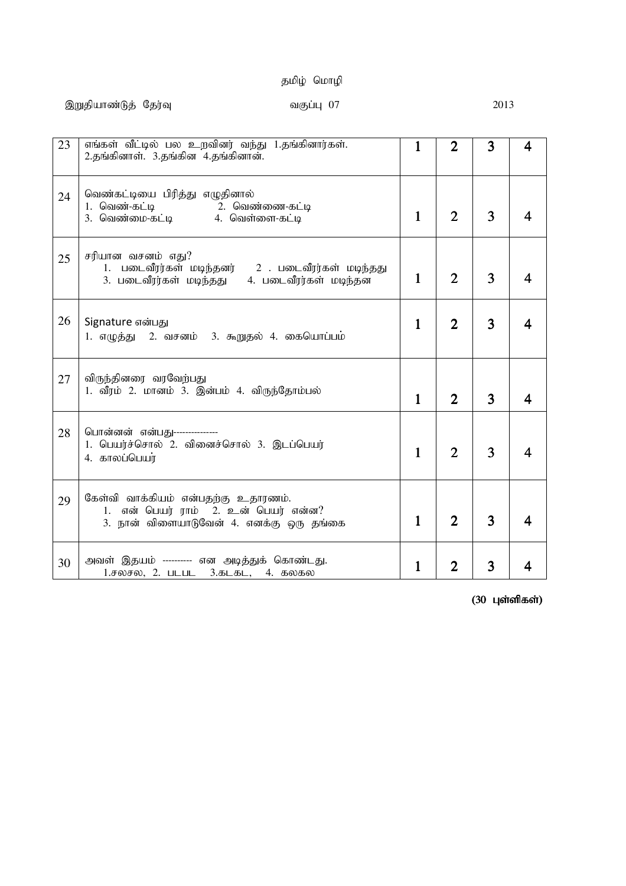தமிழ் மொழி

இறுதியாண்டுத் தேர்வு வகுப்பு 07 2013

| | | | | | |
|---|---|---|---|---|---|
| 23 | எங்கள் வீட்டில் பல உறவினர் வந்து 1.தங்கினார்கள். 2.தங்கினாள். 3.தங்கின 4.தங்கினான். | 1 | 2 | 3 | 4 |
| 24 | வெண்கட்டியை பிரித்து எழுதினால்<br>1. வெண்-கட்டி 2. வெண்ணை-கட்டி<br>3. வெண்மை-கட்டி 4. வெள்ளை-கட்டி | 1 | 2 | 3 | 4 |
| 25 | சரியான வசனம் எது?<br>1. படைவீரர்கள் மடிந்தனர் 2 . படைவீரர்கள் மடிந்தது<br>3. படைவீரர்கள் மடிந்தது 4. படைவீரர்கள் மடிந்தன | 1 | 2 | 3 | 4 |
| 26 | Signature என்பது<br>1. எழுத்து 2. வசனம் 3. கூறுதல் 4. கையொப்பம் | 1 | 2 | 3 | 4 |
| 27 | விருந்தினரை வரவேற்பது<br>1. வீரம் 2. மானம் 3. இன்பம் 4. விருந்தோம்பல் | 1 | 2 | 3 | 4 |
| 28 | பொன்னன் என்பது--------------<br>1. பெயர்ச்சொல் 2. வினைச்சொல் 3. இடப்பெயர்<br>4. காலப்பெயர் | 1 | 2 | 3 | 4 |
| 29 | கேள்வி வாக்கியம் என்பதற்கு உதாரணம்.<br>1. என் பெயர் ராம் 2. உன் பெயர் என்ன?<br>3. நான் விளையாடுவேன் 4. எனக்கு ஒரு தங்கை | 1 | 2 | 3 | 4 |
| 30 | அவள் இதயம் ---------- என அடித்துக் கொண்டது.<br>1.சலசல, 2. படபட 3.கடகட, 4. கலகல | 1 | 2 | 3 | 4 |

**(30 புள்ளிகள்)**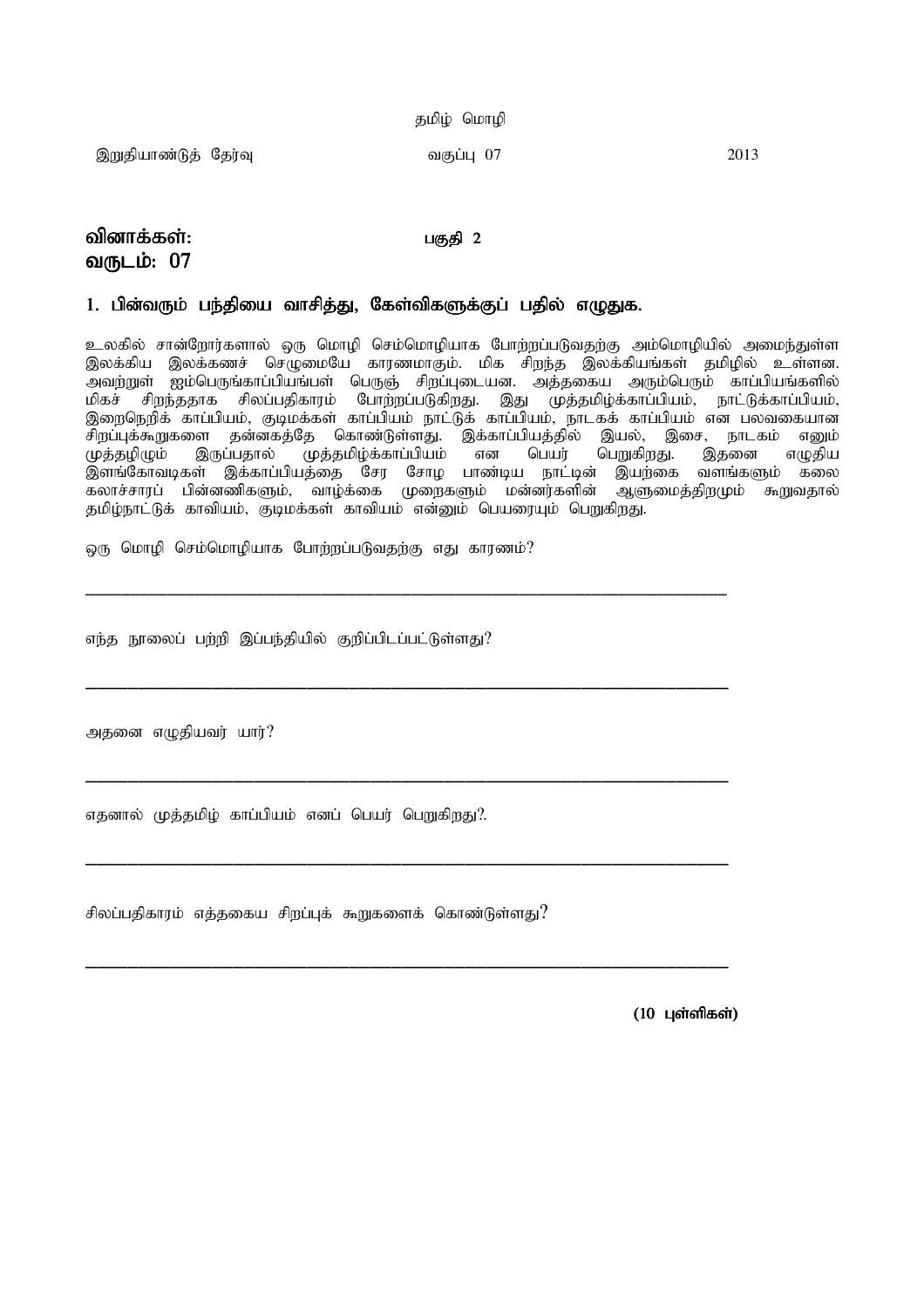தமிழ் மொழி

இறுதியாண்டுத் தேர்வு வகுப்பு 07 2013

**வினாக்கள்:** **பகுதி 2**

**வருடம்: 07**

### 1. பின்வரும் பந்தியை வாசித்து, கேள்விகளுக்குப் பதில் எழுதுக.

உலகில் சான்றோர்களால் ஒரு மொழி செம்மொழியாக போற்றப்படுவதற்கு அம்மொழியில் அமைந்துள்ள இலக்கிய இலக்கணச் செழுமையே காரணமாகும். மிக சிறந்த இலக்கியங்கள் தமிழில் உள்ளன. அவற்றுள் ஐம்பெருங்காப்பியங்பள் பெருஞ் சிறப்புடையன. அத்தகைய அரும்பெரும் காப்பியங்களில் மிகச் சிறந்ததாக சிலப்பதிகாரம் போற்றப்படுகிறது. இது முத்தமிழ்க்காப்பியம், நாட்டுக்காப்பியம், இறைநெறிக் காப்பியம், குடிமக்கள் காப்பியம் நாட்டுக் காப்பியம், நாடகக் காப்பியம் என பலவகையான சிறப்புக்கூறுகளை தன்னகத்தே கொண்டுள்ளது. இக்காப்பியத்தில் இயல், இசை, நாடகம் எனும் முத்தழிழும் இருப்பதால் முத்தமிழ்க்காப்பியம் என பெயர் பெறுகிறது. இதனை எழுதிய இளங்கோவடிகள் இக்காப்பியத்தை சேர சோழ பாண்டிய நாட்டின் இயற்கை வளங்களும் கலை கலாச்சாரப் பின்னணிகளும், வாழ்க்கை முறைகளும் மன்னர்களின் ஆளுமைத்திறமும் கூறுவதால் தமிழ்நாட்டுக் காவியம், குடிமக்கள் காவியம் என்னும் பெயரையும் பெறுகிறது.

ஒரு மொழி செம்மொழியாக போற்றப்படுவதற்கு எது காரணம்?

_______________________________________________________________

எந்த நூலைப் பற்றி இப்பந்தியில் குறிப்பிடப்பட்டுள்ளது?

_______________________________________________________________

அதனை எழுதியவர் யார்?

_______________________________________________________________

எதனால் முத்தமிழ் காப்பியம் எனப் பெயர் பெறுகிறது?.

_______________________________________________________________

சிலப்பதிகாரம் எத்தகைய சிறப்புக் கூறுகளைக் கொண்டுள்ளது?

_______________________________________________________________

**(10 புள்ளிகள்)**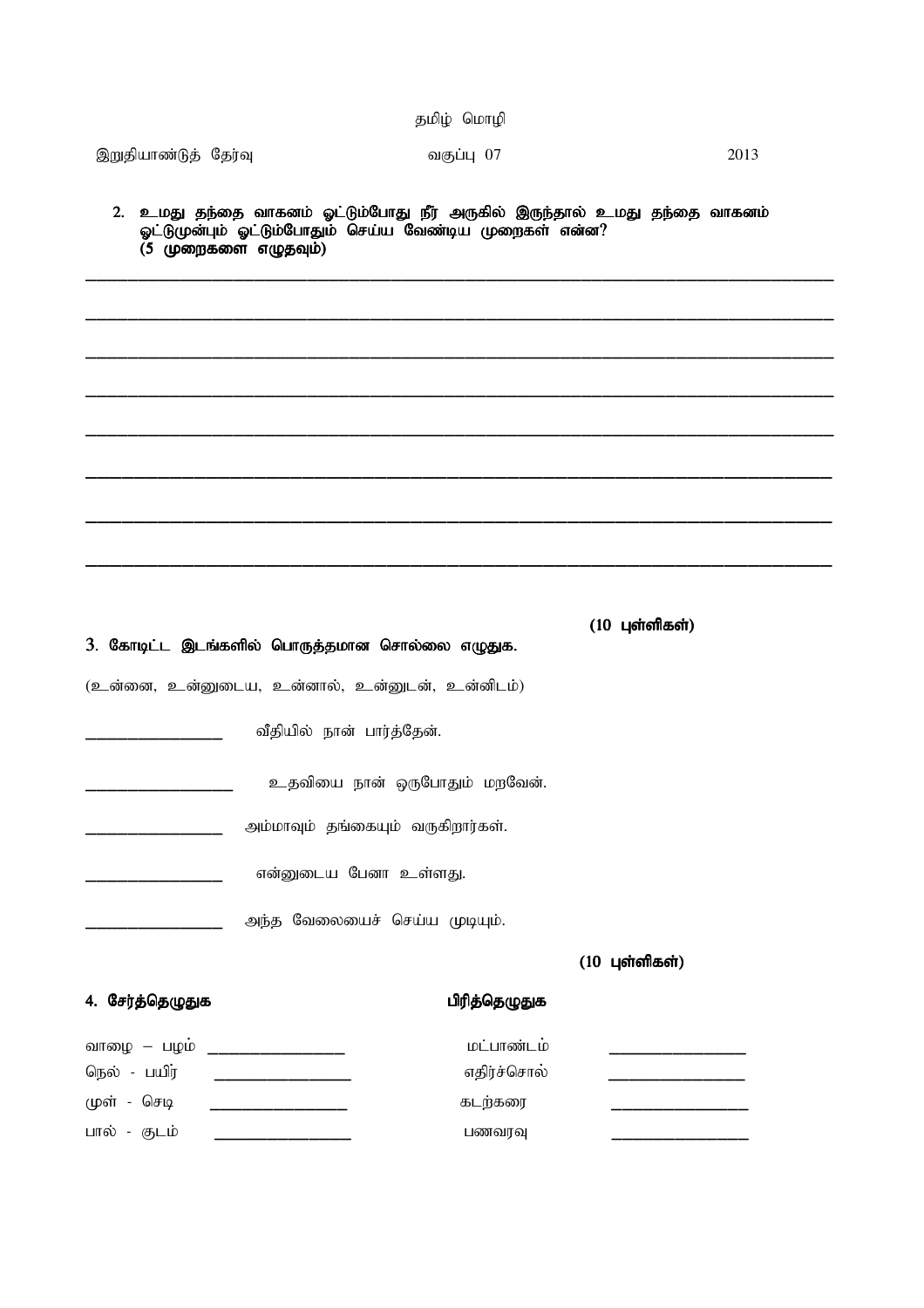தமிழ் மொழி

இறுதியாண்டுத் தேர்வு வகுப்பு 07 2013

**2. உமது தந்தை வாகனம் ஓட்டும்போது நீர் அருகில் இருந்தால் உமது தந்தை வாகனம் ஓட்டுமுன்பும் ஓட்டும்போதும் செய்ய வேண்டிய முறைகள் என்ன? (5 முறைகளை எழுதவும்)**

________________________________________________________________________________

________________________________________________________________________________

________________________________________________________________________________

________________________________________________________________________________

________________________________________________________________________________

________________________________________________________________________________

________________________________________________________________________________

________________________________________________________________________________

**(10 புள்ளிகள்)**

**3. கோடிட்ட இடங்களில் பொருத்தமான சொல்லை எழுதுக.**

(உன்னை, உன்னுடைய, உன்னால், உன்னுடன், உன்னிடம்)

_______________ வீதியில் நான் பார்த்தேன்.

_______________ உதவியை நான் ஒருபோதும் மறவேன்.

_______________ அம்மாவும் தங்கையும் வருகிறார்கள்.

_______________ என்னுடைய பேனா உள்ளது.

_______________ அந்த வேலையைச் செய்ய முடியும்.

**(10 புள்ளிகள்)**

**4. சேர்த்தெழுதுக** **பிரித்தெழுதுக**

| சேர்த்தெழுதுக | | பிரித்தெழுதுக | |
|---|---|---|---|
| வாழை – பழம் | _______________ | மட்பாண்டம் | _______________ |
| நெல் - பயிர் | _______________ | எதிர்ச்சொல் | _______________ |
| முள் - செடி | _______________ | கடற்கரை | _______________ |
| பால் - குடம் | _______________ | பணவரவு | _______________ |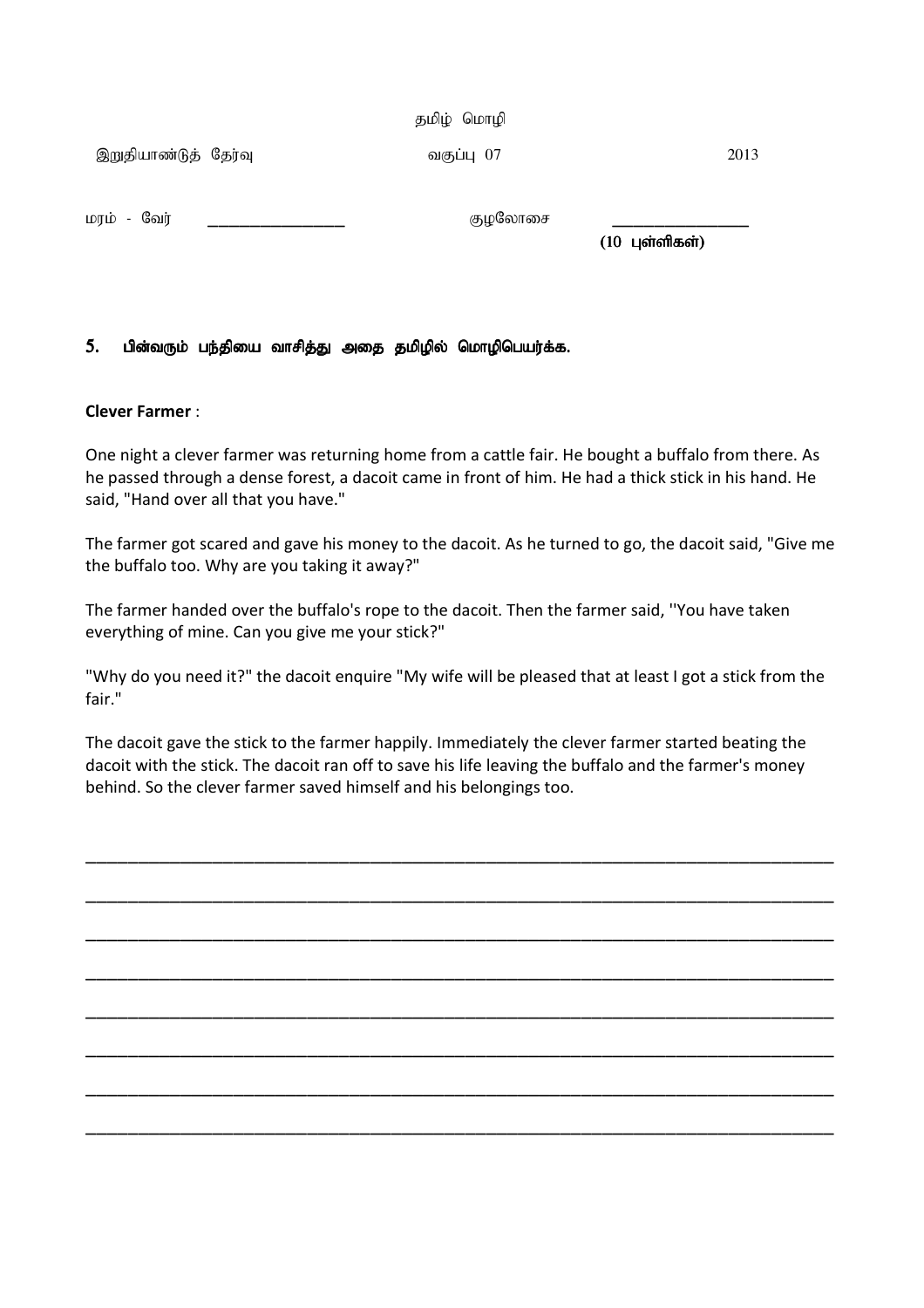தமிழ் மொழி

இறுதியாண்டுத் தேர்வு வகுப்பு 07 2013

மரம் - வேர் ________________ குழலோசை ________________

**(10 புள்ளிகள்)**

**5. பின்வரும் பந்தியை வாசித்து அதை தமிழில் மொழிபெயர்க்க.**

**Clever Farmer** :

One night a clever farmer was returning home from a cattle fair. He bought a buffalo from there. As he passed through a dense forest, a dacoit came in front of him. He had a thick stick in his hand. He said, "Hand over all that you have."

The farmer got scared and gave his money to the dacoit. As he turned to go, the dacoit said, "Give me the buffalo too. Why are you taking it away?"

The farmer handed over the buffalo's rope to the dacoit. Then the farmer said, ''You have taken everything of mine. Can you give me your stick?"

"Why do you need it?" the dacoit enquire "My wife will be pleased that at least I got a stick from the fair."

The dacoit gave the stick to the farmer happily. Immediately the clever farmer started beating the dacoit with the stick. The dacoit ran off to save his life leaving the buffalo and the farmer's money behind. So the clever farmer saved himself and his belongings too.

_______________________________________________________________________________

_______________________________________________________________________________

_______________________________________________________________________________

_______________________________________________________________________________

_______________________________________________________________________________

_______________________________________________________________________________

_______________________________________________________________________________

_______________________________________________________________________________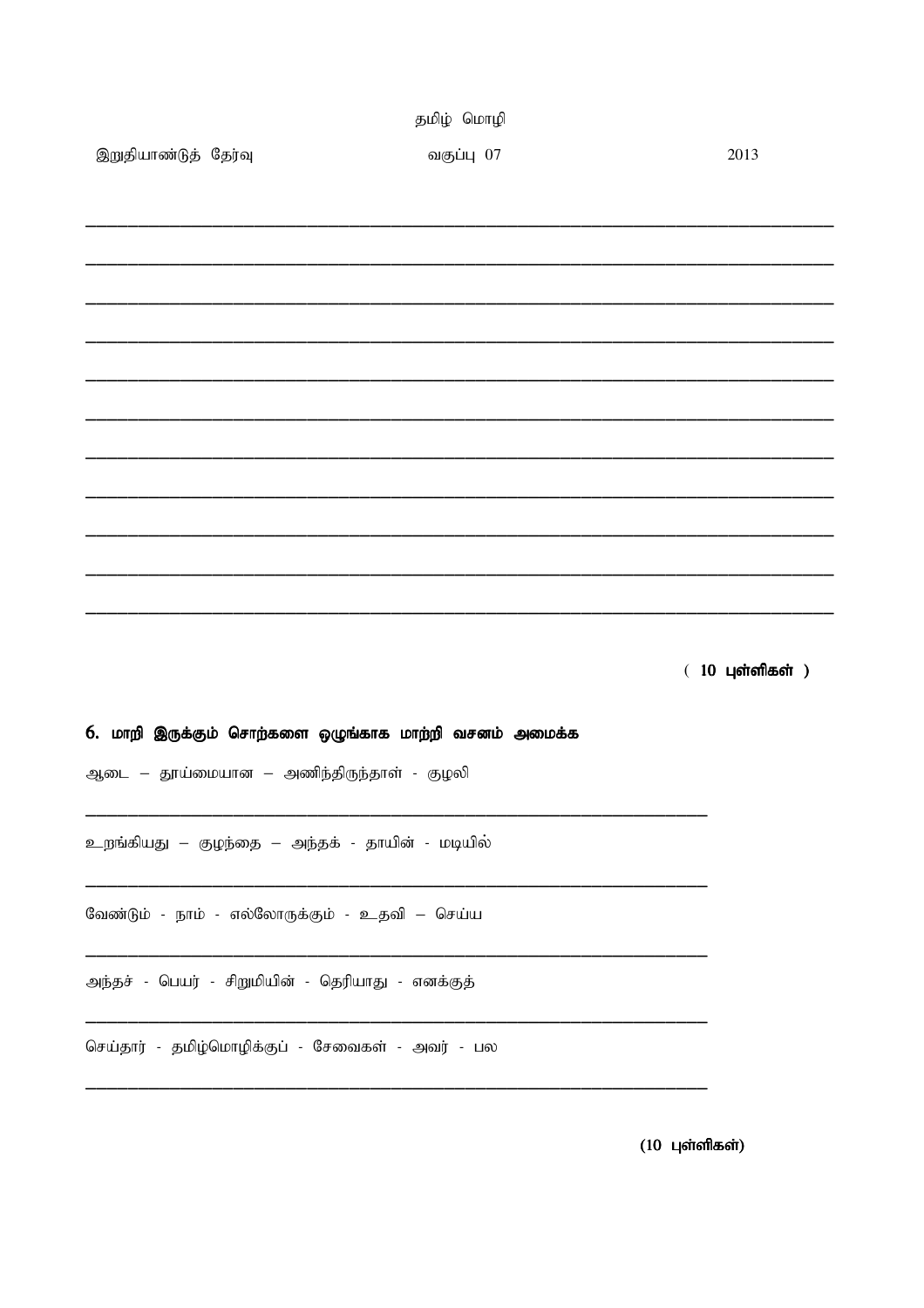தமிழ் மொழி

இறுதியாண்டுத் தேர்வு வகுப்பு 07 2013

\_\_\_\_\_\_\_\_\_\_\_\_\_\_\_\_\_\_\_\_\_\_\_\_\_\_\_\_\_\_\_\_\_\_\_\_\_\_\_\_\_\_\_\_\_\_\_\_\_\_\_\_\_\_\_\_\_\_\_\_\_\_\_\_\_\_\_\_\_\_\_\_\_\_\_\_

\_\_\_\_\_\_\_\_\_\_\_\_\_\_\_\_\_\_\_\_\_\_\_\_\_\_\_\_\_\_\_\_\_\_\_\_\_\_\_\_\_\_\_\_\_\_\_\_\_\_\_\_\_\_\_\_\_\_\_\_\_\_\_\_\_\_\_\_\_\_\_\_\_\_\_\_

\_\_\_\_\_\_\_\_\_\_\_\_\_\_\_\_\_\_\_\_\_\_\_\_\_\_\_\_\_\_\_\_\_\_\_\_\_\_\_\_\_\_\_\_\_\_\_\_\_\_\_\_\_\_\_\_\_\_\_\_\_\_\_\_\_\_\_\_\_\_\_\_\_\_\_\_

\_\_\_\_\_\_\_\_\_\_\_\_\_\_\_\_\_\_\_\_\_\_\_\_\_\_\_\_\_\_\_\_\_\_\_\_\_\_\_\_\_\_\_\_\_\_\_\_\_\_\_\_\_\_\_\_\_\_\_\_\_\_\_\_\_\_\_\_\_\_\_\_\_\_\_\_

\_\_\_\_\_\_\_\_\_\_\_\_\_\_\_\_\_\_\_\_\_\_\_\_\_\_\_\_\_\_\_\_\_\_\_\_\_\_\_\_\_\_\_\_\_\_\_\_\_\_\_\_\_\_\_\_\_\_\_\_\_\_\_\_\_\_\_\_\_\_\_\_\_\_\_\_

\_\_\_\_\_\_\_\_\_\_\_\_\_\_\_\_\_\_\_\_\_\_\_\_\_\_\_\_\_\_\_\_\_\_\_\_\_\_\_\_\_\_\_\_\_\_\_\_\_\_\_\_\_\_\_\_\_\_\_\_\_\_\_\_\_\_\_\_\_\_\_\_\_\_\_\_

\_\_\_\_\_\_\_\_\_\_\_\_\_\_\_\_\_\_\_\_\_\_\_\_\_\_\_\_\_\_\_\_\_\_\_\_\_\_\_\_\_\_\_\_\_\_\_\_\_\_\_\_\_\_\_\_\_\_\_\_\_\_\_\_\_\_\_\_\_\_\_\_\_\_\_\_

\_\_\_\_\_\_\_\_\_\_\_\_\_\_\_\_\_\_\_\_\_\_\_\_\_\_\_\_\_\_\_\_\_\_\_\_\_\_\_\_\_\_\_\_\_\_\_\_\_\_\_\_\_\_\_\_\_\_\_\_\_\_\_\_\_\_\_\_\_\_\_\_\_\_\_\_

\_\_\_\_\_\_\_\_\_\_\_\_\_\_\_\_\_\_\_\_\_\_\_\_\_\_\_\_\_\_\_\_\_\_\_\_\_\_\_\_\_\_\_\_\_\_\_\_\_\_\_\_\_\_\_\_\_\_\_\_\_\_\_\_\_\_\_\_\_\_\_\_\_\_\_\_

\_\_\_\_\_\_\_\_\_\_\_\_\_\_\_\_\_\_\_\_\_\_\_\_\_\_\_\_\_\_\_\_\_\_\_\_\_\_\_\_\_\_\_\_\_\_\_\_\_\_\_\_\_\_\_\_\_\_\_\_\_\_\_\_\_\_\_\_\_\_\_\_\_\_\_\_

\_\_\_\_\_\_\_\_\_\_\_\_\_\_\_\_\_\_\_\_\_\_\_\_\_\_\_\_\_\_\_\_\_\_\_\_\_\_\_\_\_\_\_\_\_\_\_\_\_\_\_\_\_\_\_\_\_\_\_\_\_\_\_\_\_\_\_\_\_\_\_\_\_\_\_\_

**( 10 புள்ளிகள் )**

**6. மாறி இருக்கும் சொற்களை ஒழுங்காக மாற்றி வசனம் அமைக்க**

ஆடை – தூய்மையான – அணிந்திருந்தாள் - குழலி

\_\_\_\_\_\_\_\_\_\_\_\_\_\_\_\_\_\_\_\_\_\_\_\_\_\_\_\_\_\_\_\_\_\_\_\_\_\_\_\_\_\_\_\_\_\_\_\_\_\_\_\_\_\_\_\_\_\_\_\_\_\_\_\_\_\_

உறங்கியது – குழந்தை – அந்தக் - தாயின் - மடியில்

\_\_\_\_\_\_\_\_\_\_\_\_\_\_\_\_\_\_\_\_\_\_\_\_\_\_\_\_\_\_\_\_\_\_\_\_\_\_\_\_\_\_\_\_\_\_\_\_\_\_\_\_\_\_\_\_\_\_\_\_\_\_\_\_\_\_

வேண்டும் - நாம் - எல்லோருக்கும் - உதவி – செய்ய

\_\_\_\_\_\_\_\_\_\_\_\_\_\_\_\_\_\_\_\_\_\_\_\_\_\_\_\_\_\_\_\_\_\_\_\_\_\_\_\_\_\_\_\_\_\_\_\_\_\_\_\_\_\_\_\_\_\_\_\_\_\_\_\_\_\_

அந்தச் - பெயர் - சிறுமியின் - தெரியாது - எனக்குத்

\_\_\_\_\_\_\_\_\_\_\_\_\_\_\_\_\_\_\_\_\_\_\_\_\_\_\_\_\_\_\_\_\_\_\_\_\_\_\_\_\_\_\_\_\_\_\_\_\_\_\_\_\_\_\_\_\_\_\_\_\_\_\_\_\_\_

செய்தார் - தமிழ்மொழிக்குப் - சேவைகள் - அவர் - பல

\_\_\_\_\_\_\_\_\_\_\_\_\_\_\_\_\_\_\_\_\_\_\_\_\_\_\_\_\_\_\_\_\_\_\_\_\_\_\_\_\_\_\_\_\_\_\_\_\_\_\_\_\_\_\_\_\_\_\_\_\_\_\_\_\_\_

**(10 புள்ளிகள்)**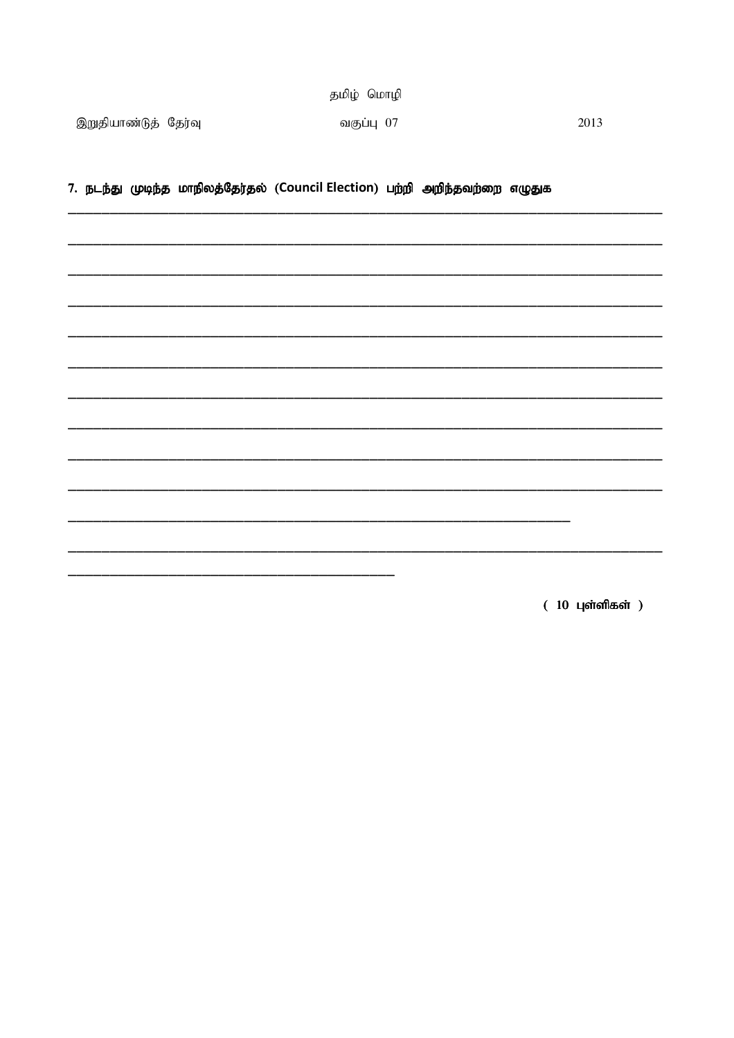தமிழ் மொழி

இறுதியாண்டுத் தேர்வு வகுப்பு 07 2013

**7. நடந்து முடிந்த மாநிலத்தேர்தல் (Council Election) பற்றி அறிந்தவற்றை எழுதுக**

______________________________________________________________________________

______________________________________________________________________________

______________________________________________________________________________

______________________________________________________________________________

______________________________________________________________________________

______________________________________________________________________________

______________________________________________________________________________

______________________________________________________________________________

______________________________________________________________________________

______________________________________________________________________________

_________________________________________________________________

______________________________________________________________________________

__________________________________________

**( 10 புள்ளிகள் )**